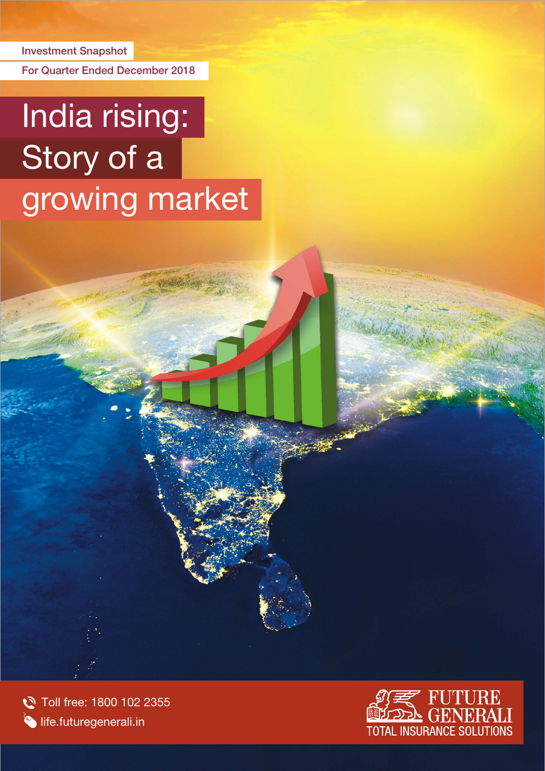Investment Snapshot

For Quarter Ended December 2018

# India rising: Story of a growing market

Toll free: 1800 102 2355

life.futuregenerali.in

FUTURE GENERALI
TOTAL INSURANCE SOLUTIONS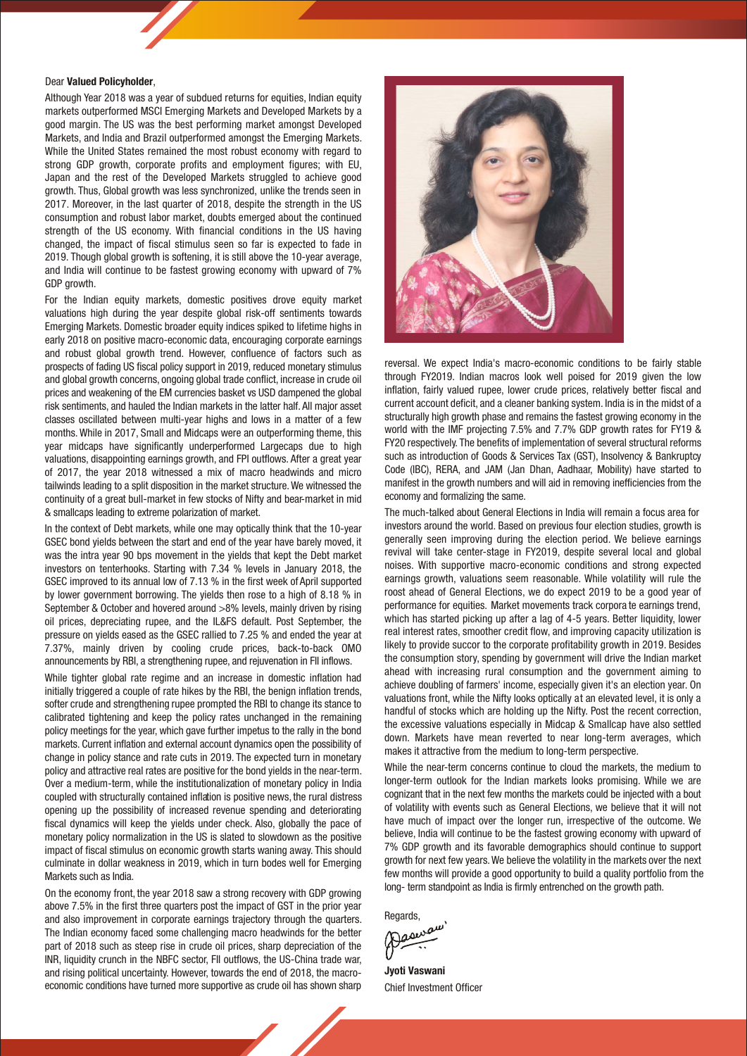Dear **Valued Policyholder**,

Although Year 2018 was a year of subdued returns for equities, Indian equity markets outperformed MSCI Emerging Markets and Developed Markets by a good margin. The US was the best performing market amongst Developed Markets, and India and Brazil outperformed amongst the Emerging Markets. While the United States remained the most robust economy with regard to strong GDP growth, corporate profits and employment figures; with EU, Japan and the rest of the Developed Markets struggled to achieve good growth. Thus, Global growth was less synchronized, unlike the trends seen in 2017. Moreover, in the last quarter of 2018, despite the strength in the US consumption and robust labor market, doubts emerged about the continued strength of the US economy. With financial conditions in the US having changed, the impact of fiscal stimulus seen so far is expected to fade in 2019. Though global growth is softening, it is still above the 10-year average, and India will continue to be fastest growing economy with upward of 7% GDP growth.

For the Indian equity markets, domestic positives drove equity market valuations high during the year despite global risk-off sentiments towards Emerging Markets. Domestic broader equity indices spiked to lifetime highs in early 2018 on positive macro-economic data, encouraging corporate earnings and robust global growth trend. However, confluence of factors such as prospects of fading US fiscal policy support in 2019, reduced monetary stimulus and global growth concerns, ongoing global trade conflict, increase in crude oil prices and weakening of the EM currencies basket vs USD dampened the global risk sentiments, and hauled the Indian markets in the latter half. All major asset classes oscillated between multi-year highs and lows in a matter of a few months. While in 2017, Small and Midcaps were an outperforming theme, this year midcaps have significantly underperformed Largecaps due to high valuations, disappointing earnings growth, and FPI outflows. After a great year of 2017, the year 2018 witnessed a mix of macro headwinds and micro tailwinds leading to a split disposition in the market structure. We witnessed the continuity of a great bull-market in few stocks of Nifty and bear-market in mid & smallcaps leading to extreme polarization of market.

In the context of Debt markets, while one may optically think that the 10-year GSEC bond yields between the start and end of the year have barely moved, it was the intra year 90 bps movement in the yields that kept the Debt market investors on tenterhooks. Starting with 7.34 % levels in January 2018, the GSEC improved to its annual low of 7.13 % in the first week of April supported by lower government borrowing. The yields then rose to a high of 8.18 % in September & October and hovered around >8% levels, mainly driven by rising oil prices, depreciating rupee, and the IL&FS default. Post September, the pressure on yields eased as the GSEC rallied to 7.25 % and ended the year at 7.37%, mainly driven by cooling crude prices, back-to-back OMO announcements by RBI, a strengthening rupee, and rejuvenation in FII inflows.

While tighter global rate regime and an increase in domestic inflation had initially triggered a couple of rate hikes by the RBI, the benign inflation trends, softer crude and strengthening rupee prompted the RBI to change its stance to calibrated tightening and keep the policy rates unchanged in the remaining policy meetings for the year, which gave further impetus to the rally in the bond markets. Current inflation and external account dynamics open the possibility of change in policy stance and rate cuts in 2019. The expected turn in monetary policy and attractive real rates are positive for the bond yields in the near-term. Over a medium-term, while the institutionalization of monetary policy in India coupled with structurally contained inflation is positive news, the rural distress opening up the possibility of increased revenue spending and deteriorating fiscal dynamics will keep the yields under check. Also, globally the pace of monetary policy normalization in the US is slated to slowdown as the positive impact of fiscal stimulus on economic growth starts waning away. This should culminate in dollar weakness in 2019, which in turn bodes well for Emerging Markets such as India.

On the economy front, the year 2018 saw a strong recovery with GDP growing above 7.5% in the first three quarters post the impact of GST in the prior year and also improvement in corporate earnings trajectory through the quarters. The Indian economy faced some challenging macro headwinds for the better part of 2018 such as steep rise in crude oil prices, sharp depreciation of the INR, liquidity crunch in the NBFC sector, FII outflows, the US-China trade war, and rising political uncertainty. However, towards the end of 2018, the macro-economic conditions have turned more supportive as crude oil has shown sharp reversal. We expect India's macro-economic conditions to be fairly stable through FY2019. Indian macros look well poised for 2019 given the low inflation, fairly valued rupee, lower crude prices, relatively better fiscal and current account deficit, and a cleaner banking system. India is in the midst of a structurally high growth phase and remains the fastest growing economy in the world with the IMF projecting 7.5% and 7.7% GDP growth rates for FY19 & FY20 respectively. The benefits of implementation of several structural reforms such as introduction of Goods & Services Tax (GST), Insolvency & Bankruptcy Code (IBC), RERA, and JAM (Jan Dhan, Aadhaar, Mobility) have started to manifest in the growth numbers and will aid in removing inefficiencies from the economy and formalizing the same.

The much-talked about General Elections in India will remain a focus area for investors around the world. Based on previous four election studies, growth is generally seen improving during the election period. We believe earnings revival will take center-stage in FY2019, despite several local and global noises. With supportive macro-economic conditions and strong expected earnings growth, valuations seem reasonable. While volatility will rule the roost ahead of General Elections, we do expect 2019 to be a good year of performance for equities. Market movements track corpora te earnings trend, which has started picking up after a lag of 4-5 years. Better liquidity, lower real interest rates, smoother credit flow, and improving capacity utilization is likely to provide succor to the corporate profitability growth in 2019. Besides the consumption story, spending by government will drive the Indian market ahead with increasing rural consumption and the government aiming to achieve doubling of farmers' income, especially given it's an election year. On valuations front, while the Nifty looks optically at an elevated level, it is only a handful of stocks which are holding up the Nifty. Post the recent correction, the excessive valuations especially in Midcap & Smallcap have also settled down. Markets have mean reverted to near long-term averages, which makes it attractive from the medium to long-term perspective.

While the near-term concerns continue to cloud the markets, the medium to longer-term outlook for the Indian markets looks promising. While we are cognizant that in the next few months the markets could be injected with a bout of volatility with events such as General Elections, we believe that it will not have much of impact over the longer run, irrespective of the outcome. We believe, India will continue to be the fastest growing economy with upward of 7% GDP growth and its favorable demographics should continue to support growth for next few years. We believe the volatility in the markets over the next few months will provide a good opportunity to build a quality portfolio from the long- term standpoint as India is firmly entrenched on the growth path.

Regards,

**Jyoti Vaswani**
Chief Investment Officer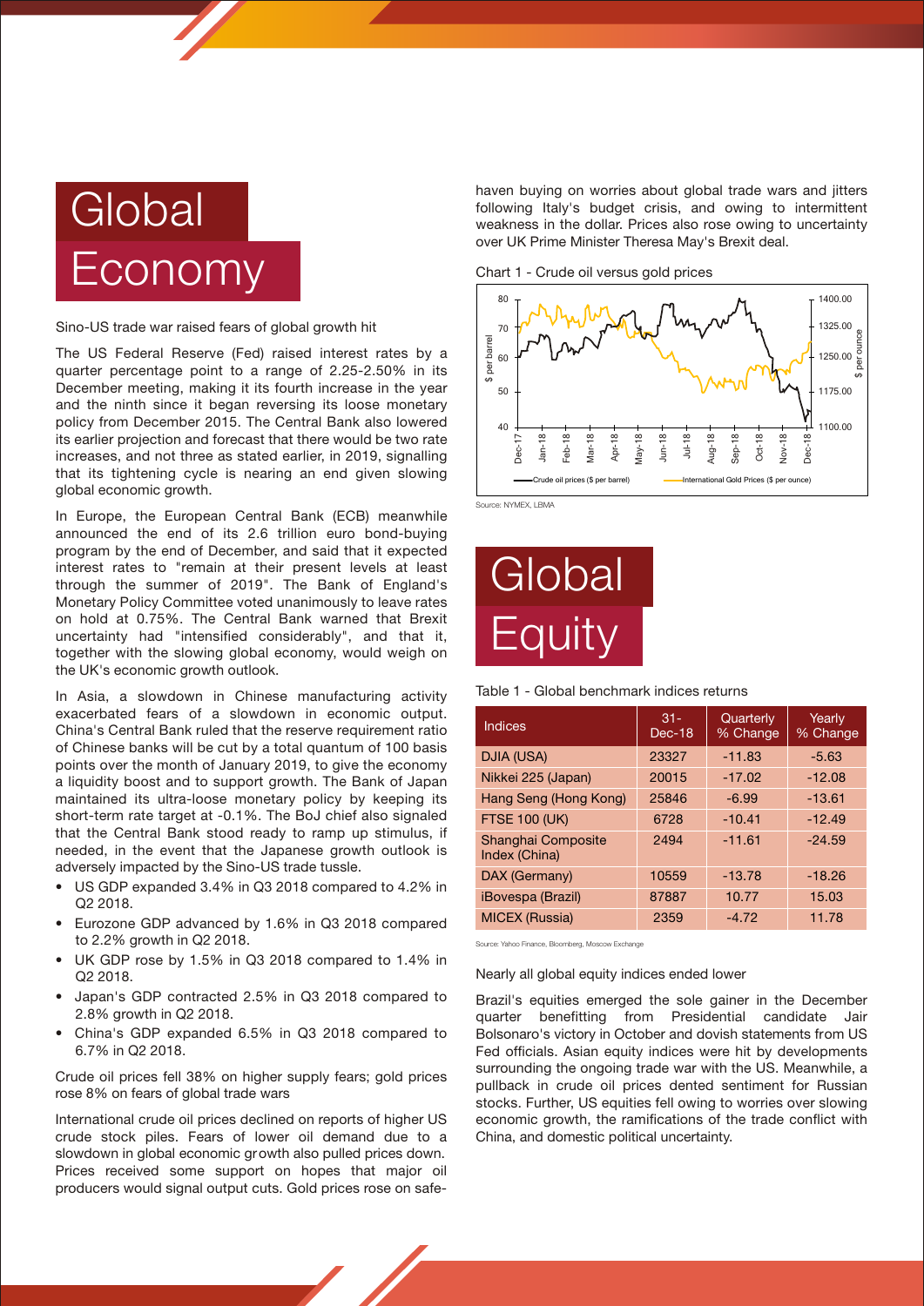# Global Economy

Sino-US trade war raised fears of global growth hit

The US Federal Reserve (Fed) raised interest rates by a quarter percentage point to a range of 2.25-2.50% in its December meeting, making it its fourth increase in the year and the ninth since it began reversing its loose monetary policy from December 2015. The Central Bank also lowered its earlier projection and forecast that there would be two rate increases, and not three as stated earlier, in 2019, signalling that its tightening cycle is nearing an end given slowing global economic growth.

In Europe, the European Central Bank (ECB) meanwhile announced the end of its 2.6 trillion euro bond-buying program by the end of December, and said that it expected interest rates to "remain at their present levels at least through the summer of 2019". The Bank of England's Monetary Policy Committee voted unanimously to leave rates on hold at 0.75%. The Central Bank warned that Brexit uncertainty had "intensified considerably", and that it, together with the slowing global economy, would weigh on the UK's economic growth outlook.

In Asia, a slowdown in Chinese manufacturing activity exacerbated fears of a slowdown in economic output. China's Central Bank ruled that the reserve requirement ratio of Chinese banks will be cut by a total quantum of 100 basis points over the month of January 2019, to give the economy a liquidity boost and to support growth. The Bank of Japan maintained its ultra-loose monetary policy by keeping its short-term rate target at -0.1%. The BoJ chief also signaled that the Central Bank stood ready to ramp up stimulus, if needed, in the event that the Japanese growth outlook is adversely impacted by the Sino-US trade tussle.

- US GDP expanded 3.4% in Q3 2018 compared to 4.2% in Q2 2018.
- Eurozone GDP advanced by 1.6% in Q3 2018 compared to 2.2% growth in Q2 2018.
- UK GDP rose by 1.5% in Q3 2018 compared to 1.4% in Q2 2018.
- Japan's GDP contracted 2.5% in Q3 2018 compared to 2.8% growth in Q2 2018.
- China's GDP expanded 6.5% in Q3 2018 compared to 6.7% in Q2 2018.

Crude oil prices fell 38% on higher supply fears; gold prices rose 8% on fears of global trade wars

International crude oil prices declined on reports of higher US crude stock piles. Fears of lower oil demand due to a slowdown in global economic growth also pulled prices down. Prices received some support on hopes that major oil producers would signal output cuts. Gold prices rose on safe-haven buying on worries about global trade wars and jitters following Italy's budget crisis, and owing to intermittent weakness in the dollar. Prices also rose owing to uncertainty over UK Prime Minister Theresa May's Brexit deal.

Chart 1 - Crude oil versus gold prices

Source: NYMEX, LBMA

# Global Equity

Table 1 - Global benchmark indices returns

| Indices | 31-Dec-18 | Quarterly % Change | Yearly % Change |
|---|---|---|---|
| DJIA (USA) | 23327 | -11.83 | -5.63 |
| Nikkei 225 (Japan) | 20015 | -17.02 | -12.08 |
| Hang Seng (Hong Kong) | 25846 | -6.99 | -13.61 |
| FTSE 100 (UK) | 6728 | -10.41 | -12.49 |
| Shanghai Composite Index (China) | 2494 | -11.61 | -24.59 |
| DAX (Germany) | 10559 | -13.78 | -18.26 |
| iBovespa (Brazil) | 87887 | 10.77 | 15.03 |
| MICEX (Russia) | 2359 | -4.72 | 11.78 |

Source: Yahoo Finance, Bloomberg, Moscow Exchange

Nearly all global equity indices ended lower

Brazil's equities emerged the sole gainer in the December quarter benefitting from Presidential candidate Jair Bolsonaro's victory in October and dovish statements from US Fed officials. Asian equity indices were hit by developments surrounding the ongoing trade war with the US. Meanwhile, a pullback in crude oil prices dented sentiment for Russian stocks. Further, US equities fell owing to worries over slowing economic growth, the ramifications of the trade conflict with China, and domestic political uncertainty.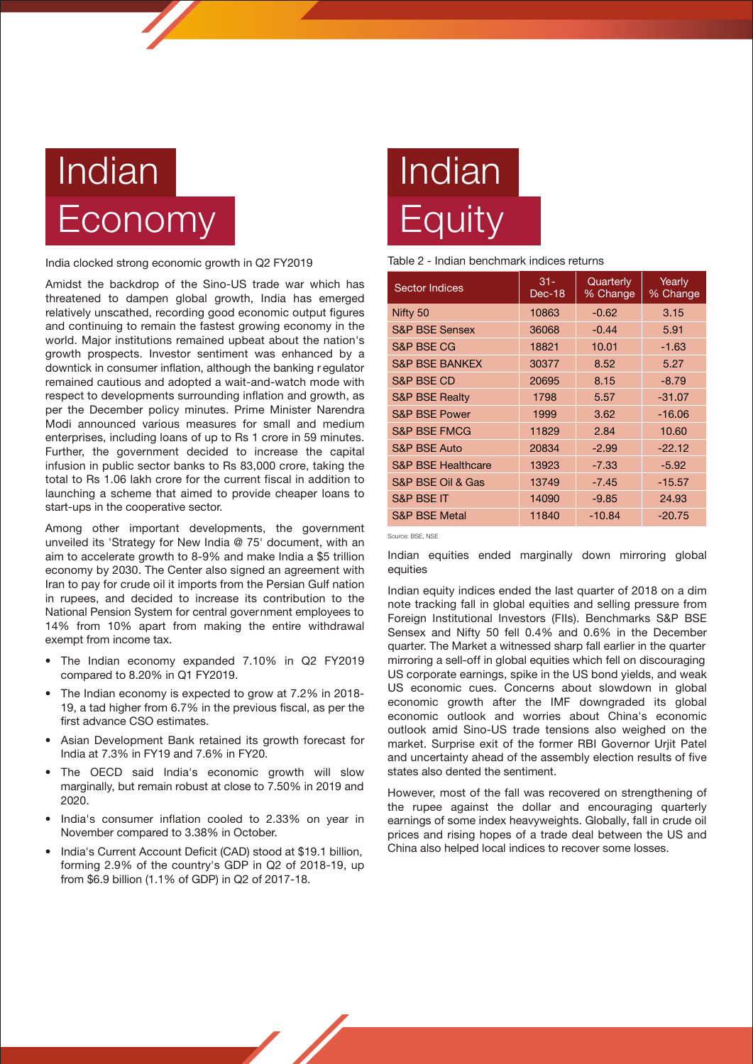# Indian Economy

India clocked strong economic growth in Q2 FY2019

Amidst the backdrop of the Sino-US trade war which has threatened to dampen global growth, India has emerged relatively unscathed, recording good economic output figures and continuing to remain the fastest growing economy in the world. Major institutions remained upbeat about the nation's growth prospects. Investor sentiment was enhanced by a downtick in consumer inflation, although the banking regulator remained cautious and adopted a wait-and-watch mode with respect to developments surrounding inflation and growth, as per the December policy minutes. Prime Minister Narendra Modi announced various measures for small and medium enterprises, including loans of up to Rs 1 crore in 59 minutes. Further, the government decided to increase the capital infusion in public sector banks to Rs 83,000 crore, taking the total to Rs 1.06 lakh crore for the current fiscal in addition to launching a scheme that aimed to provide cheaper loans to start-ups in the cooperative sector.

Among other important developments, the government unveiled its 'Strategy for New India @ 75' document, with an aim to accelerate growth to 8-9% and make India a $5 trillion economy by 2030. The Center also signed an agreement with Iran to pay for crude oil it imports from the Persian Gulf nation in rupees, and decided to increase its contribution to the National Pension System for central government employees to 14% from 10% apart from making the entire withdrawal exempt from income tax.

- The Indian economy expanded 7.10% in Q2 FY2019 compared to 8.20% in Q1 FY2019.
- The Indian economy is expected to grow at 7.2% in 2018-19, a tad higher from 6.7% in the previous fiscal, as per the first advance CSO estimates.
- Asian Development Bank retained its growth forecast for India at 7.3% in FY19 and 7.6% in FY20.
- The OECD said India's economic growth will slow marginally, but remain robust at close to 7.50% in 2019 and 2020.
- India's consumer inflation cooled to 2.33% on year in November compared to 3.38% in October.
- India's Current Account Deficit (CAD) stood at $19.1 billion, forming 2.9% of the country's GDP in Q2 of 2018-19, up from $6.9 billion (1.1% of GDP) in Q2 of 2017-18.

# Indian Equity

Table 2 - Indian benchmark indices returns

| Sector Indices | 31-Dec-18 | Quarterly % Change | Yearly % Change |
|---|---|---|---|
| Nifty 50 | 10863 | -0.62 | 3.15 |
| S&P BSE Sensex | 36068 | -0.44 | 5.91 |
| S&P BSE CG | 18821 | 10.01 | -1.63 |
| S&P BSE BANKEX | 30377 | 8.52 | 5.27 |
| S&P BSE CD | 20695 | 8.15 | -8.79 |
| S&P BSE Realty | 1798 | 5.57 | -31.07 |
| S&P BSE Power | 1999 | 3.62 | -16.06 |
| S&P BSE FMCG | 11829 | 2.84 | 10.60 |
| S&P BSE Auto | 20834 | -2.99 | -22.12 |
| S&P BSE Healthcare | 13923 | -7.33 | -5.92 |
| S&P BSE Oil & Gas | 13749 | -7.45 | -15.57 |
| S&P BSE IT | 14090 | -9.85 | 24.93 |
| S&P BSE Metal | 11840 | -10.84 | -20.75 |

Source: BSE, NSE

Indian equities ended marginally down mirroring global equities

Indian equity indices ended the last quarter of 2018 on a dim note tracking fall in global equities and selling pressure from Foreign Institutional Investors (FIIs). Benchmarks S&P BSE Sensex and Nifty 50 fell 0.4% and 0.6% in the December quarter. The Market a witnessed sharp fall earlier in the quarter mirroring a sell-off in global equities which fell on discouraging US corporate earnings, spike in the US bond yields, and weak US economic cues. Concerns about slowdown in global economic growth after the IMF downgraded its global economic outlook and worries about China's economic outlook amid Sino-US trade tensions also weighed on the market. Surprise exit of the former RBI Governor Urjit Patel and uncertainty ahead of the assembly election results of five states also dented the sentiment.

However, most of the fall was recovered on strengthening of the rupee against the dollar and encouraging quarterly earnings of some index heavyweights. Globally, fall in crude oil prices and rising hopes of a trade deal between the US and China also helped local indices to recover some losses.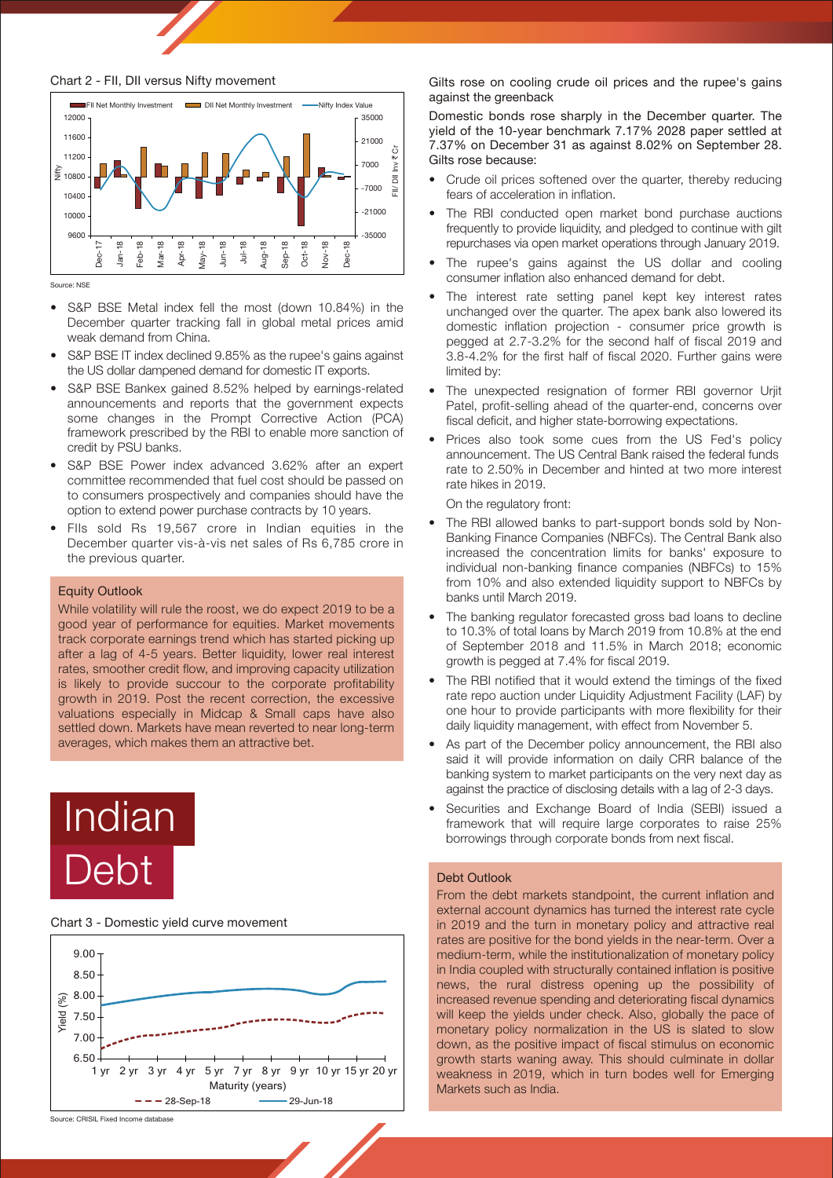Chart 2 - FII, DII versus Nifty movement

Source: NSE

- S&P BSE Metal index fell the most (down 10.84%) in the December quarter tracking fall in global metal prices amid weak demand from China.
- S&P BSE IT index declined 9.85% as the rupee's gains against the US dollar dampened demand for domestic IT exports.
- S&P BSE Bankex gained 8.52% helped by earnings-related announcements and reports that the government expects some changes in the Prompt Corrective Action (PCA) framework prescribed by the RBI to enable more sanction of credit by PSU banks.
- S&P BSE Power index advanced 3.62% after an expert committee recommended that fuel cost should be passed on to consumers prospectively and companies should have the option to extend power purchase contracts by 10 years.
- FIIs sold Rs 19,567 crore in Indian equities in the December quarter vis-à-vis net sales of Rs 6,785 crore in the previous quarter.

### Equity Outlook

While volatility will rule the roost, we do expect 2019 to be a good year of performance for equities. Market movements track corporate earnings trend which has started picking up after a lag of 4-5 years. Better liquidity, lower real interest rates, smoother credit flow, and improving capacity utilization is likely to provide succour to the corporate profitability growth in 2019. Post the recent correction, the excessive valuations especially in Midcap & Small caps have also settled down. Markets have mean reverted to near long-term averages, which makes them an attractive bet.

# Indian Debt

Chart 3 - Domestic yield curve movement

Source: CRISIL Fixed Income database

### Gilts rose on cooling crude oil prices and the rupee's gains against the greenback

Domestic bonds rose sharply in the December quarter. The yield of the 10-year benchmark 7.17% 2028 paper settled at 7.37% on December 31 as against 8.02% on September 28. Gilts rose because:

- Crude oil prices softened over the quarter, thereby reducing fears of acceleration in inflation.
- The RBI conducted open market bond purchase auctions frequently to provide liquidity, and pledged to continue with gilt repurchases via open market operations through January 2019.
- The rupee's gains against the US dollar and cooling consumer inflation also enhanced demand for debt.
- The interest rate setting panel kept key interest rates unchanged over the quarter. The apex bank also lowered its domestic inflation projection - consumer price growth is pegged at 2.7-3.2% for the second half of fiscal 2019 and 3.8-4.2% for the first half of fiscal 2020. Further gains were limited by:
- The unexpected resignation of former RBI governor Urjit Patel, profit-selling ahead of the quarter-end, concerns over fiscal deficit, and higher state-borrowing expectations.
- Prices also took some cues from the US Fed's policy announcement. The US Central Bank raised the federal funds rate to 2.5% in December and hinted at two more interest rate hikes in 2019.

On the regulatory front:

- The RBI allowed banks to part-support bonds sold by Non-Banking Finance Companies (NBFCs). The Central Bank also increased the concentration limits for banks' exposure to individual non-banking finance companies (NBFCs) to 15% from 10% and also extended liquidity support to NBFCs by banks until March 2019.
- The banking regulator forecasted gross bad loans to decline to 10.3% of total loans by March 2019 from 10.8% at the end of September 2018 and 11.5% in March 2018; economic growth is pegged at 7.4% for fiscal 2019.
- The RBI notified that it would extend the timings of the fixed rate repo auction under Liquidity Adjustment Facility (LAF) by one hour to provide participants with more flexibility for their daily liquidity management, with effect from November 5.
- As part of the December policy announcement, the RBI also said it will provide information on daily CRR balance of the banking system to market participants on the very next day as against the practice of disclosing details with a lag of 2-3 days.
- Securities and Exchange Board of India (SEBI) issued a framework that will require large corporates to raise 25% borrowings through corporate bonds from next fiscal.

### Debt Outlook

From the debt markets standpoint, the current inflation and external account dynamics has turned the interest rate cycle in 2019 and the turn in monetary policy and attractive real rates are positive for the bond yields in the near-term. Over a medium-term, while the institutionalization of monetary policy in India coupled with structurally contained inflation is positive news, the rural distress opening up the possibility of increased revenue spending and deteriorating fiscal dynamics will keep the yields under check. Also, globally the pace of monetary policy normalization in the US is slated to slow down, as the positive impact of fiscal stimulus on economic growth starts waning away. This should culminate in dollar weakness in 2019, which in turn bodes well for Emerging Markets such as India.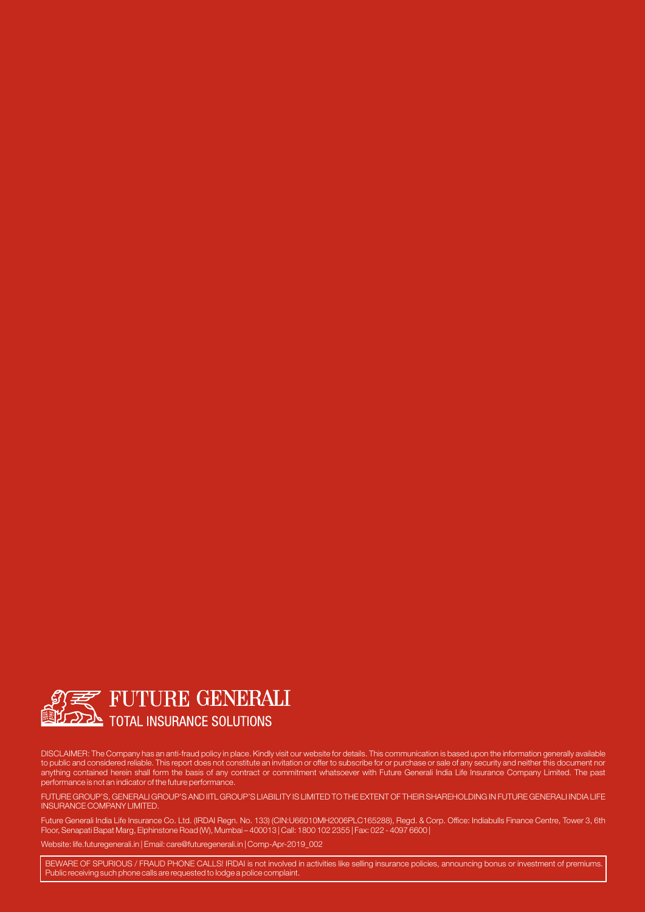FUTURE GENERALI
TOTAL INSURANCE SOLUTIONS

DISCLAIMER: The Company has an anti-fraud policy in place. Kindly visit our website for details. This communication is based upon the information generally available to public and considered reliable. This report does not constitute an invitation or offer to subscribe for or purchase or sale of any security and neither this document nor anything contained herein shall form the basis of any contract or commitment whatsoever with Future Generali India Life Insurance Company Limited. The past performance is not an indicator of the future performance.

FUTURE GROUP'S, GENERALI GROUP'S AND IITL GROUP'S LIABILITY IS LIMITED TO THE EXTENT OF THEIR SHAREHOLDING IN FUTURE GENERALI INDIA LIFE INSURANCE COMPANY LIMITED.

Future Generali India Life Insurance Co. Ltd. (IRDAI Regn. No. 133) (CIN:U66010MH2006PLC165288), Regd. & Corp. Office: Indiabulls Finance Centre, Tower 3, 6th Floor, Senapati Bapat Marg, Elphinstone Road (W), Mumbai – 400013 | Call: 1800 102 2355 | Fax: 022 - 4097 6600 |

Website: life.futuregenerali.in | Email: care@futuregenerali.in | Comp-Apr-2019_002

BEWARE OF SPURIOUS / FRAUD PHONE CALLS! IRDAI is not involved in activities like selling insurance policies, announcing bonus or investment of premiums. Public receiving such phone calls are requested to lodge a police complaint.